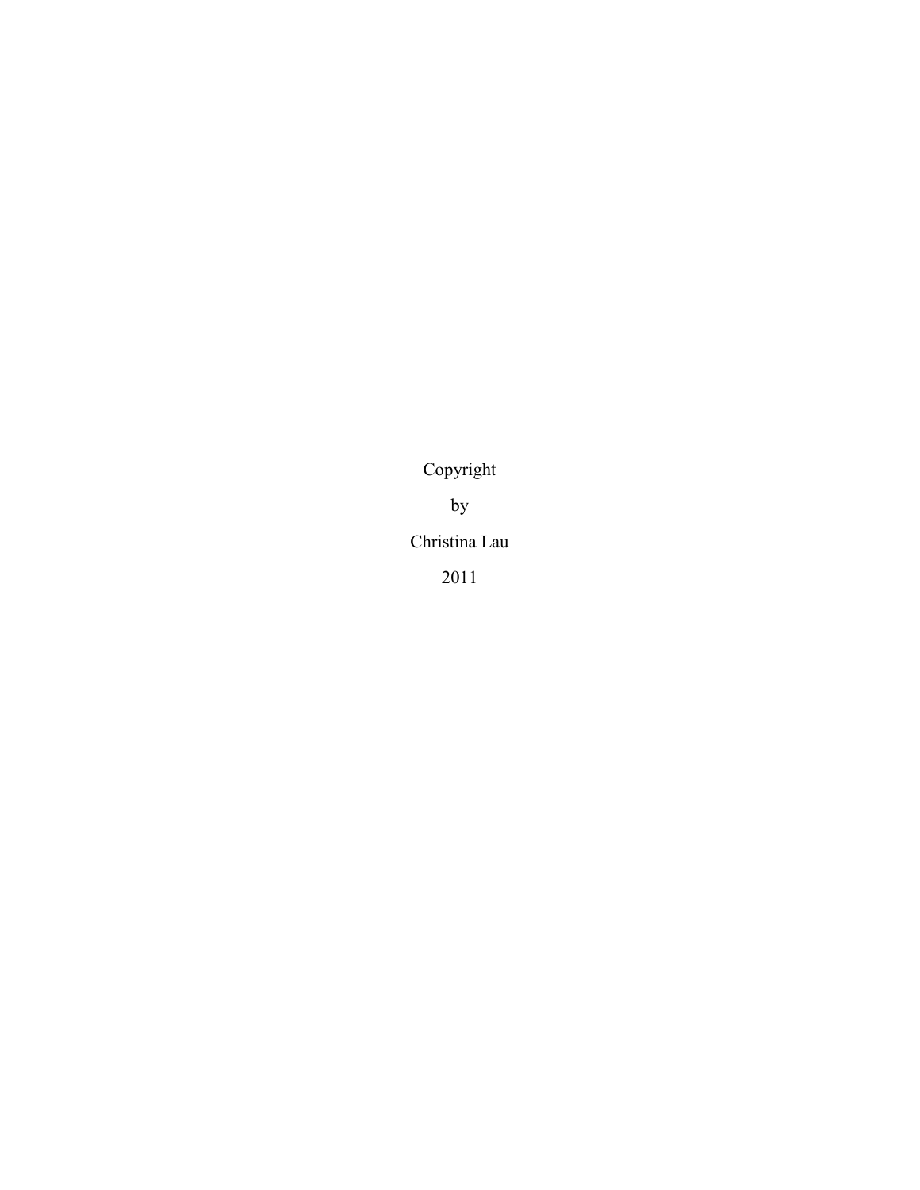Copyright

by

Christina Lau

2011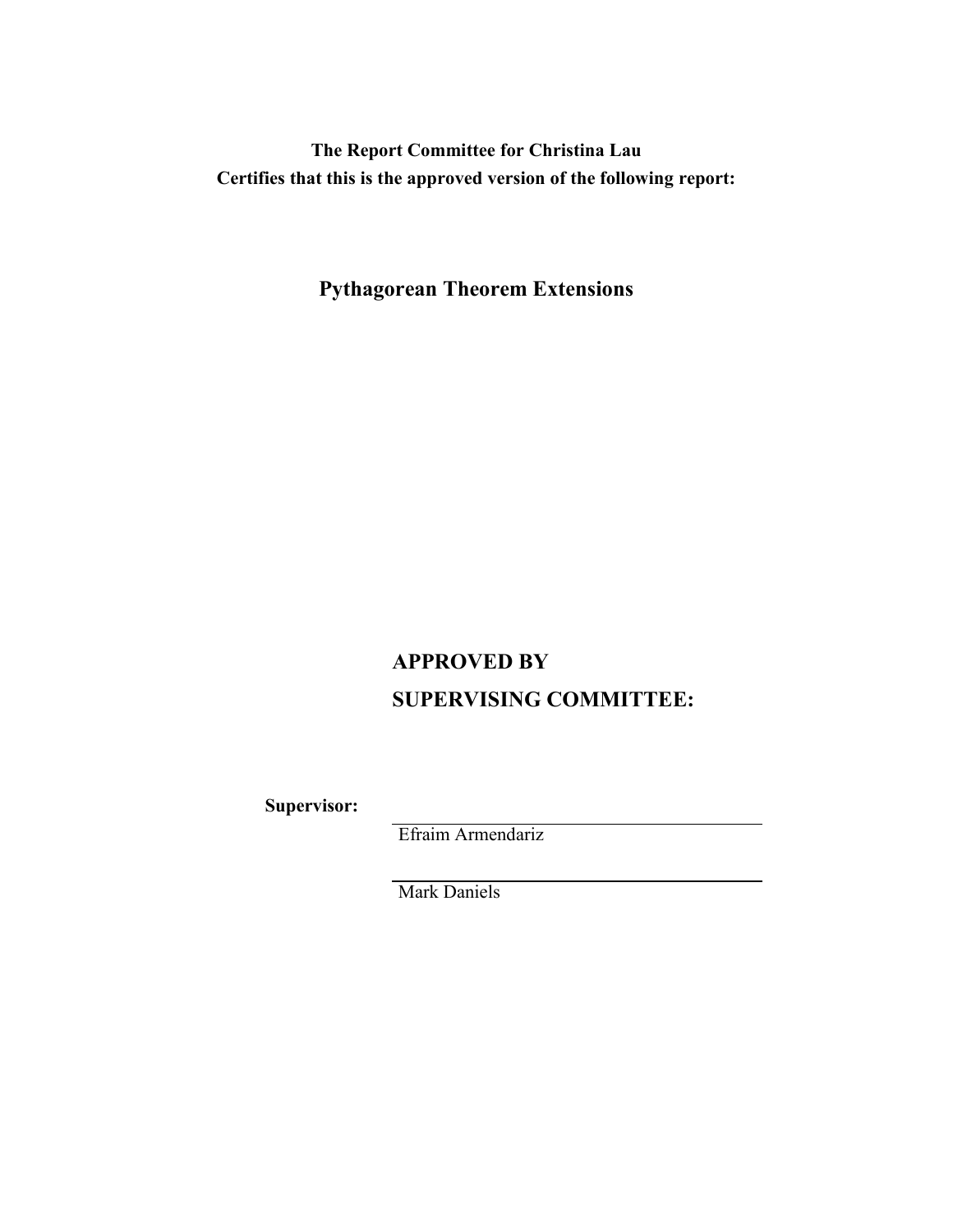**The Report Committee for Christina Lau**
**Certifies that this is the approved version of the following report:**

## Pythagorean Theorem Extensions

### APPROVED BY
### SUPERVISING COMMITTEE:

**Supervisor:**

Efraim Armendariz

Mark Daniels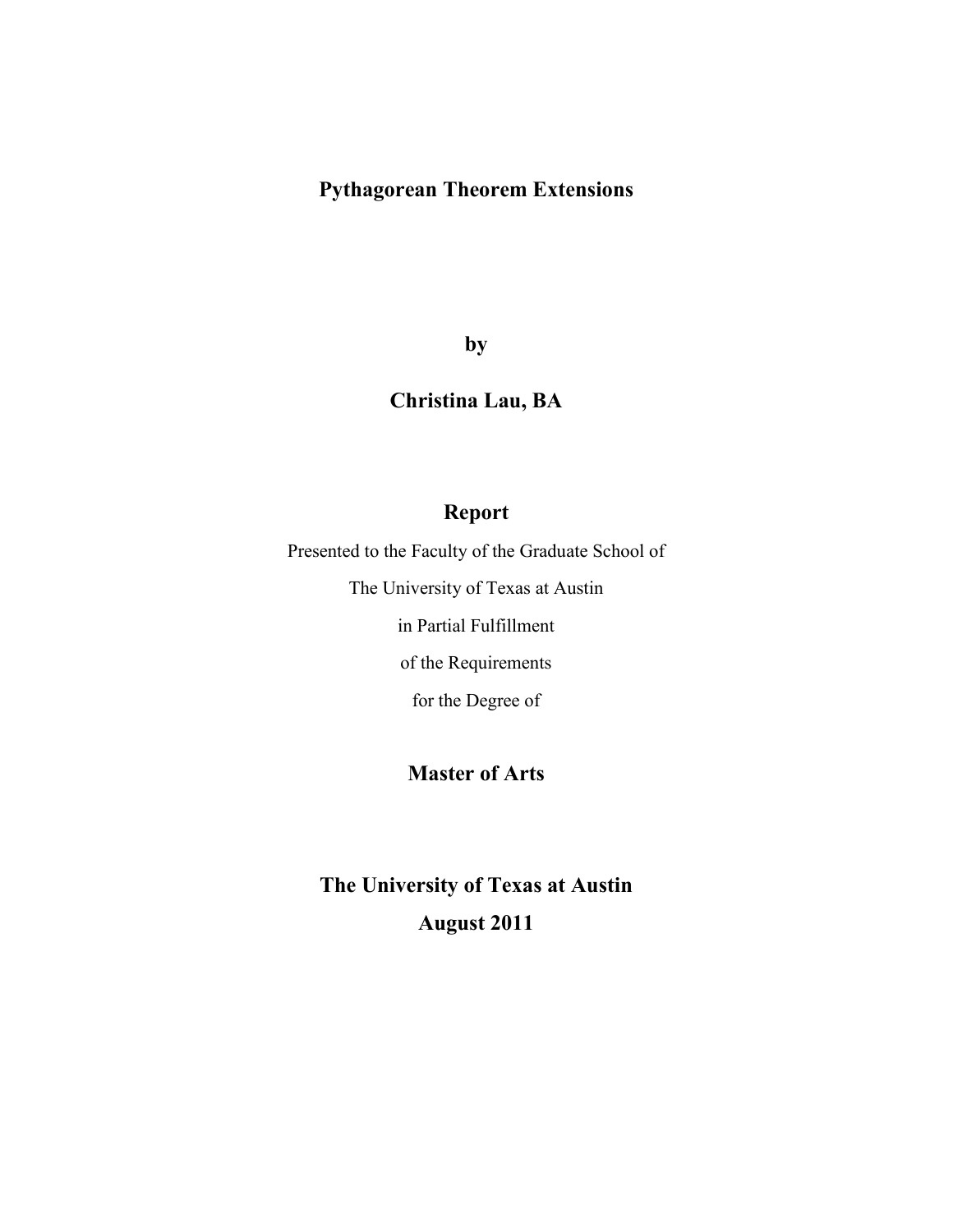# Pythagorean Theorem Extensions

**by**

**Christina Lau, BA**

## Report

Presented to the Faculty of the Graduate School of

The University of Texas at Austin

in Partial Fulfillment

of the Requirements

for the Degree of

## Master of Arts

**The University of Texas at Austin**

**August 2011**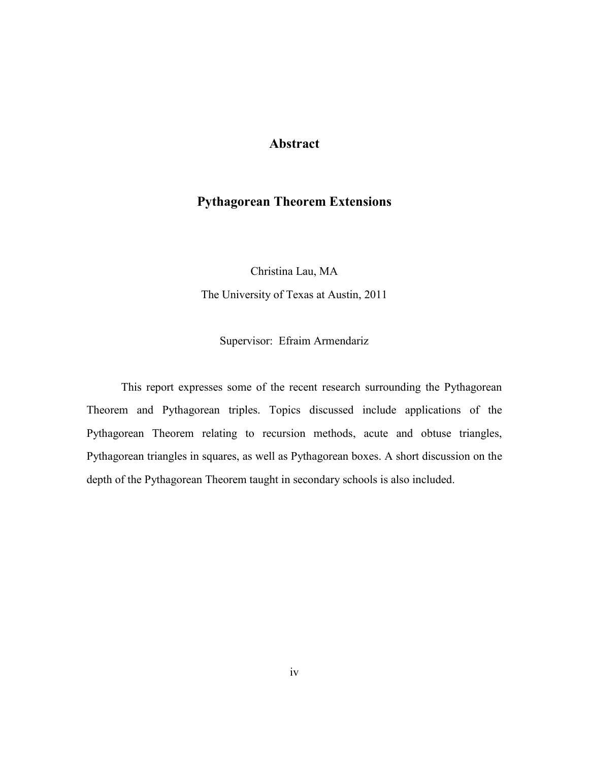# Abstract

## Pythagorean Theorem Extensions

Christina Lau, MA

The University of Texas at Austin, 2011

Supervisor: Efraim Armendariz

This report expresses some of the recent research surrounding the Pythagorean Theorem and Pythagorean triples. Topics discussed include applications of the Pythagorean Theorem relating to recursion methods, acute and obtuse triangles, Pythagorean triangles in squares, as well as Pythagorean boxes. A short discussion on the depth of the Pythagorean Theorem taught in secondary schools is also included.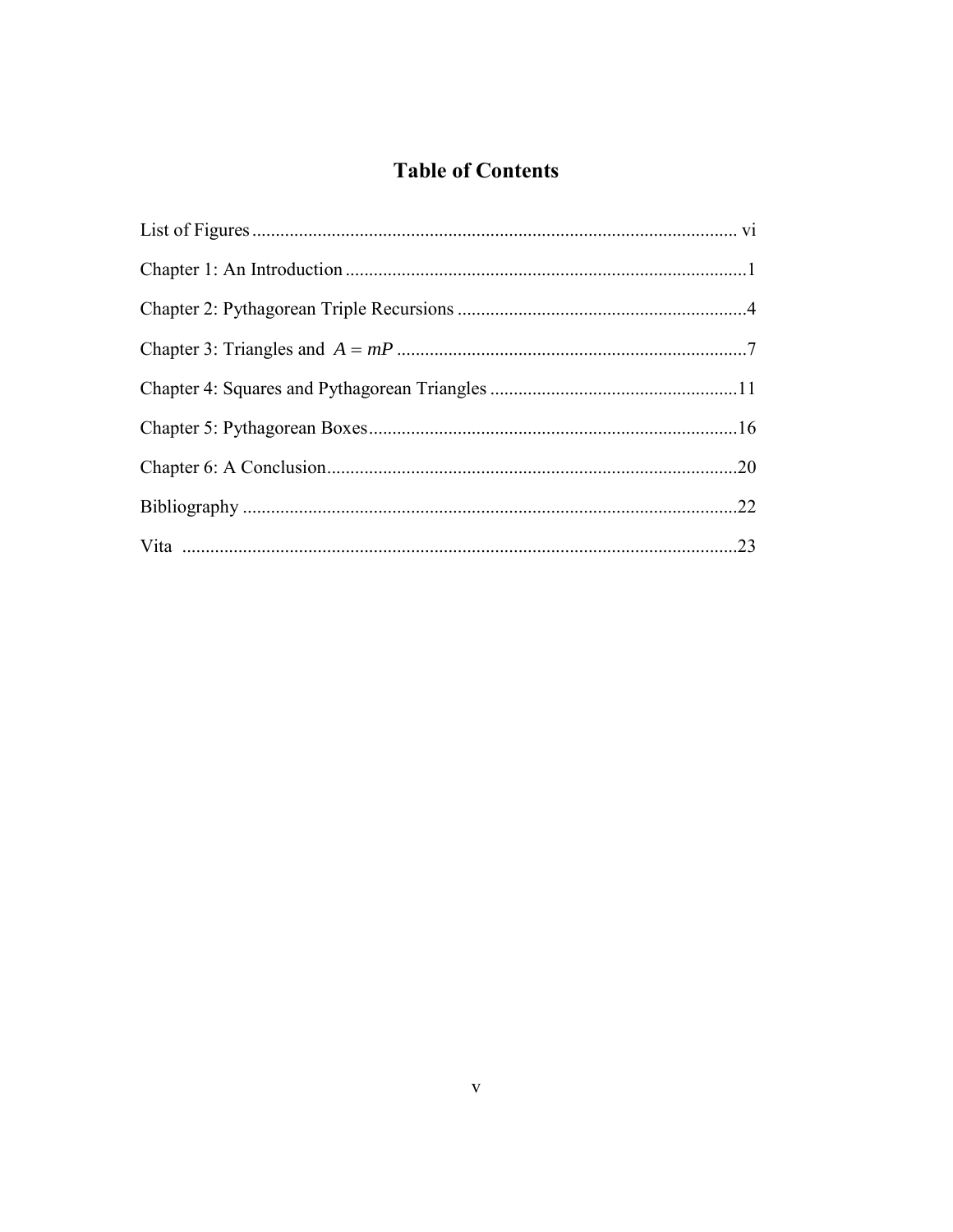# Table of Contents

List of Figures ........................................................................................ vi

Chapter 1: An Introduction ......................................................................1

Chapter 2: Pythagorean Triple Recursions ..............................................4

Chapter 3: Triangles and $A = mP$ ..........................................................7

Chapter 4: Squares and Pythagorean Triangles .....................................11

Chapter 5: Pythagorean Boxes...............................................................16

Chapter 6: A Conclusion........................................................................20

Bibliography ..........................................................................................22

Vita .......................................................................................................23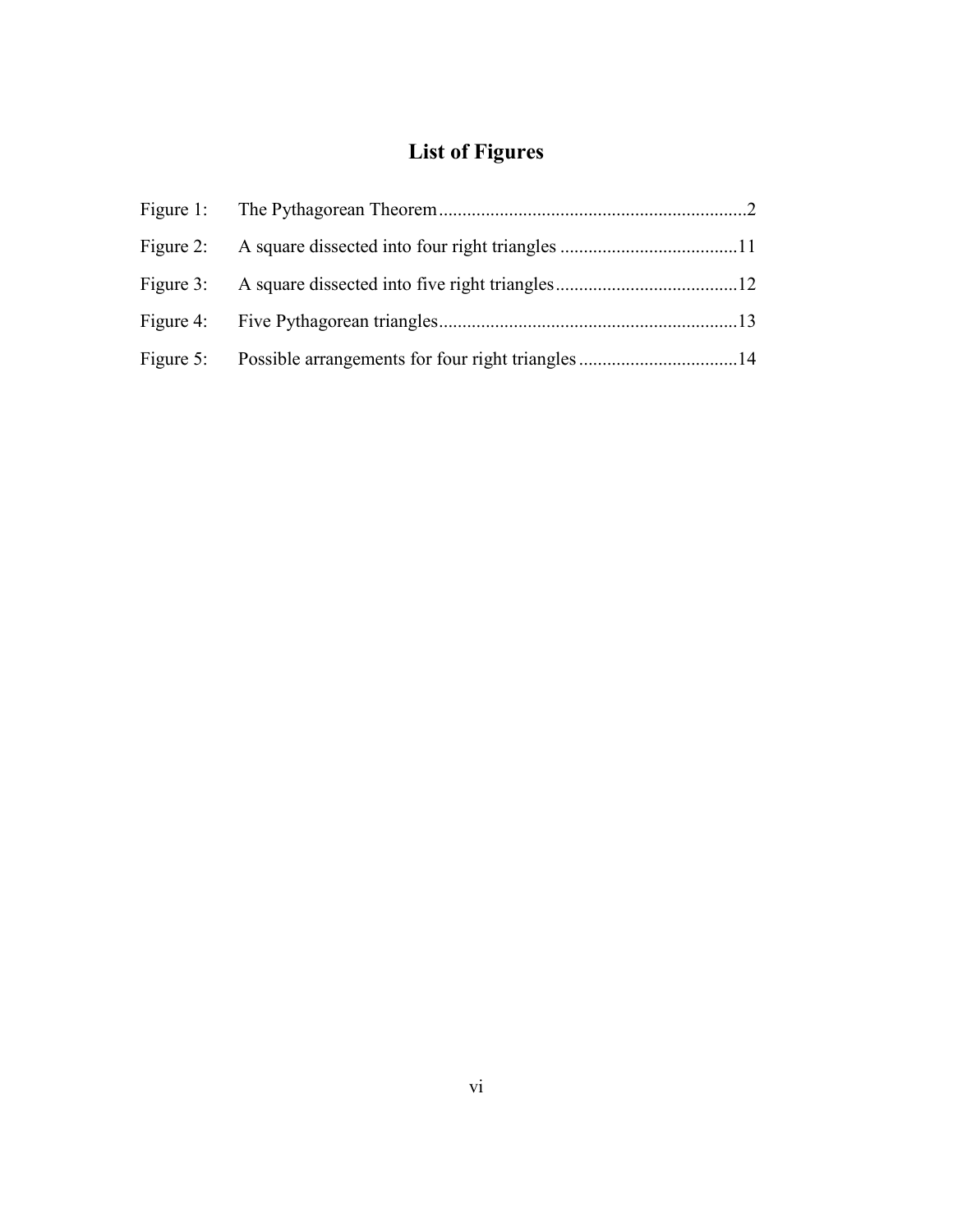# List of Figures

Figure 1: The Pythagorean Theorem ..... 2

Figure 2: A square dissected into four right triangles ..... 11

Figure 3: A square dissected into five right triangles ..... 12

Figure 4: Five Pythagorean triangles ..... 13

Figure 5: Possible arrangements for four right triangles ..... 14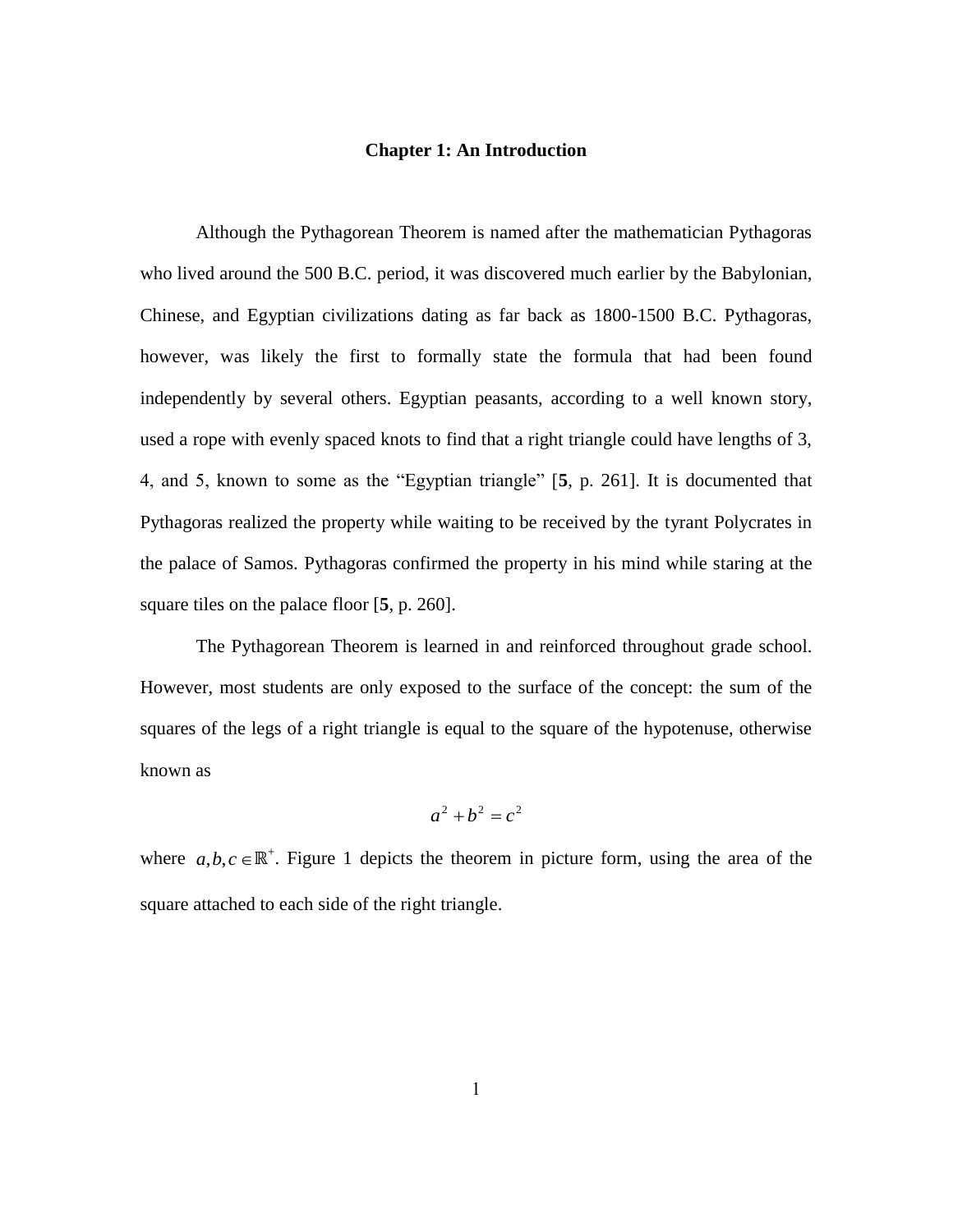# Chapter 1: An Introduction

Although the Pythagorean Theorem is named after the mathematician Pythagoras who lived around the 500 B.C. period, it was discovered much earlier by the Babylonian, Chinese, and Egyptian civilizations dating as far back as 1800-1500 B.C. Pythagoras, however, was likely the first to formally state the formula that had been found independently by several others. Egyptian peasants, according to a well known story, used a rope with evenly spaced knots to find that a right triangle could have lengths of 3, 4, and 5, known to some as the "Egyptian triangle" [**5**, p. 261]. It is documented that Pythagoras realized the property while waiting to be received by the tyrant Polycrates in the palace of Samos. Pythagoras confirmed the property in his mind while staring at the square tiles on the palace floor [**5**, p. 260].

The Pythagorean Theorem is learned in and reinforced throughout grade school. However, most students are only exposed to the surface of the concept: the sum of the squares of the legs of a right triangle is equal to the square of the hypotenuse, otherwise known as

$$a^2 + b^2 = c^2$$

where $a, b, c \in \mathbb{R}^+$. Figure 1 depicts the theorem in picture form, using the area of the square attached to each side of the right triangle.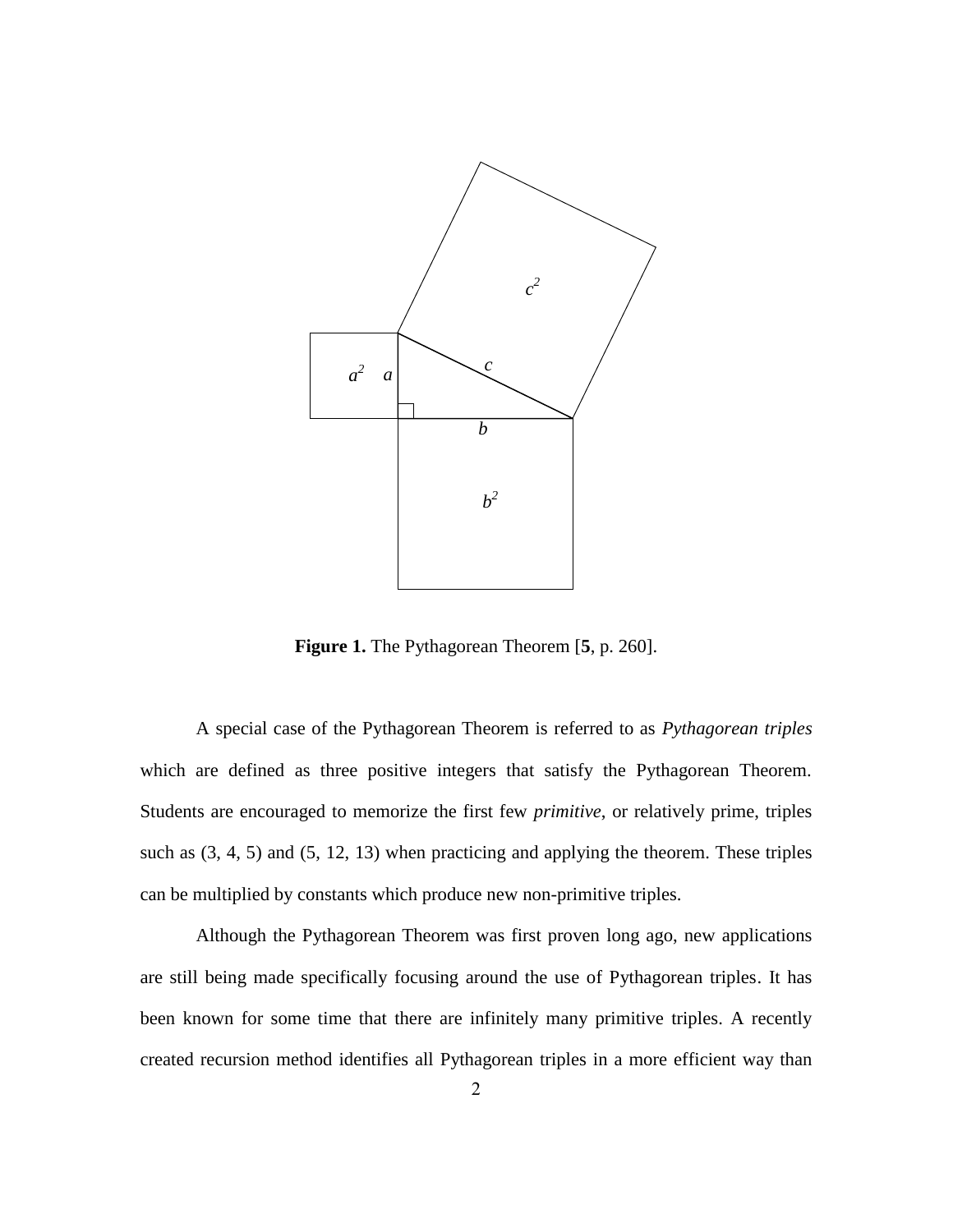$c^2$

$c$

$a^2$ $a$

$b$

$b^2$

**Figure 1.** The Pythagorean Theorem [**5**, p. 260].

A special case of the Pythagorean Theorem is referred to as *Pythagorean triples* which are defined as three positive integers that satisfy the Pythagorean Theorem. Students are encouraged to memorize the first few *primitive*, or relatively prime, triples such as (3, 4, 5) and (5, 12, 13) when practicing and applying the theorem. These triples can be multiplied by constants which produce new non-primitive triples.

Although the Pythagorean Theorem was first proven long ago, new applications are still being made specifically focusing around the use of Pythagorean triples. It has been known for some time that there are infinitely many primitive triples. A recently created recursion method identifies all Pythagorean triples in a more efficient way than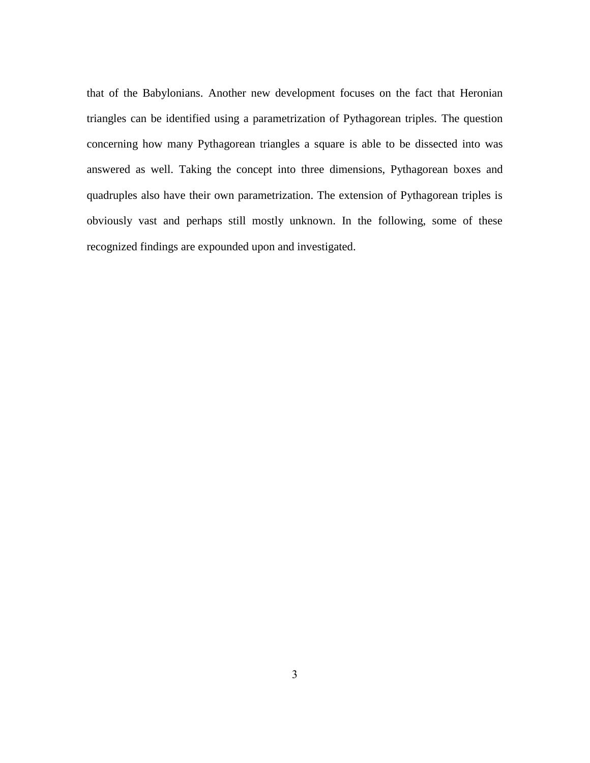that of the Babylonians. Another new development focuses on the fact that Heronian triangles can be identified using a parametrization of Pythagorean triples. The question concerning how many Pythagorean triangles a square is able to be dissected into was answered as well. Taking the concept into three dimensions, Pythagorean boxes and quadruples also have their own parametrization. The extension of Pythagorean triples is obviously vast and perhaps still mostly unknown. In the following, some of these recognized findings are expounded upon and investigated.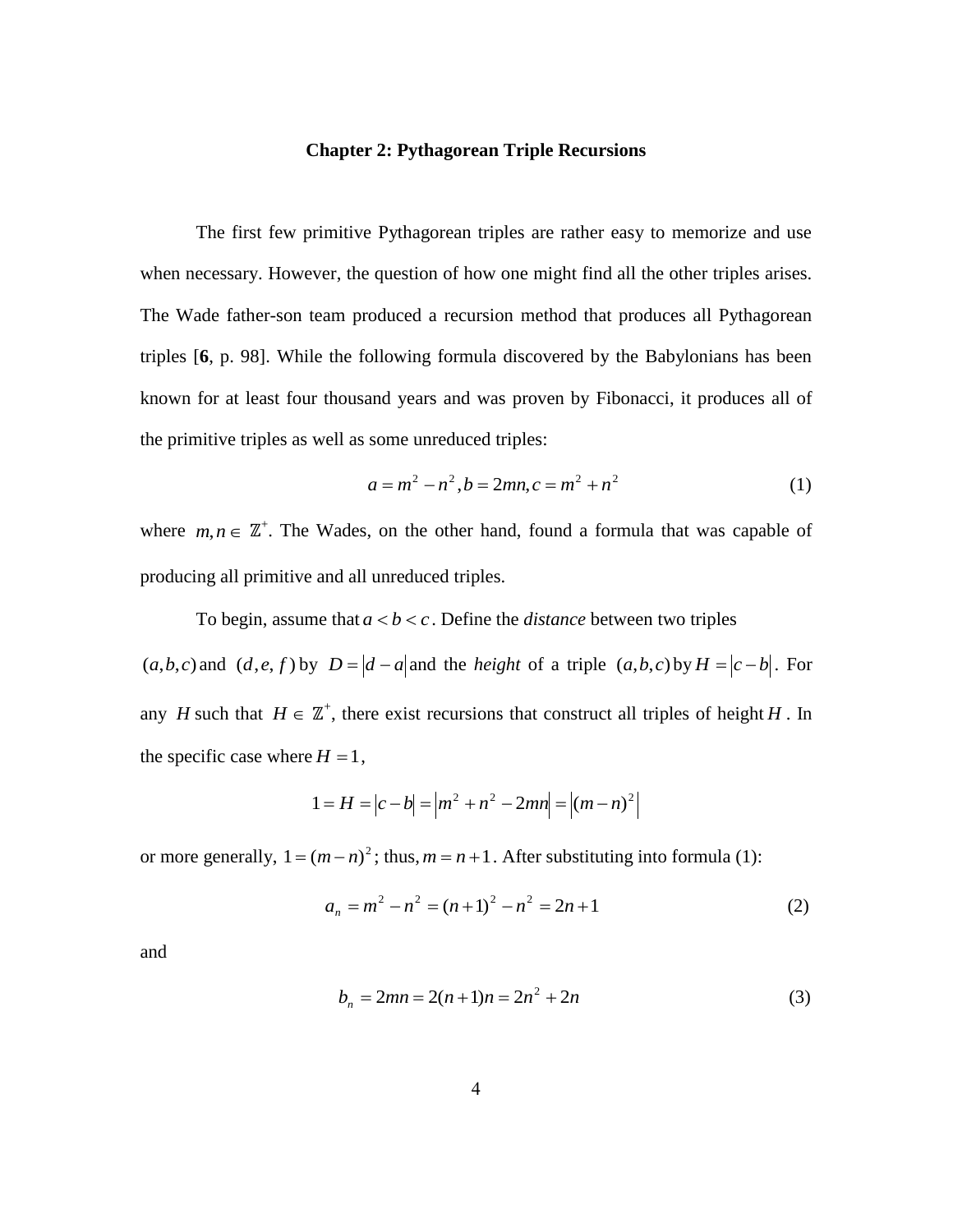# Chapter 2: Pythagorean Triple Recursions

The first few primitive Pythagorean triples are rather easy to memorize and use when necessary. However, the question of how one might find all the other triples arises. The Wade father-son team produced a recursion method that produces all Pythagorean triples [**6**, p. 98]. While the following formula discovered by the Babylonians has been known for at least four thousand years and was proven by Fibonacci, it produces all of the primitive triples as well as some unreduced triples:

$$a = m^2 - n^2, b = 2mn, c = m^2 + n^2 \tag{1}$$

where $m, n \in \mathbb{Z}^+$. The Wades, on the other hand, found a formula that was capable of producing all primitive and all unreduced triples.

To begin, assume that $a < b < c$. Define the *distance* between two triples $(a,b,c)$ and $(d,e,f)$ by $D = |d-a|$ and the *height* of a triple $(a,b,c)$ by $H = |c-b|$. For any $H$ such that $H \in \mathbb{Z}^+$, there exist recursions that construct all triples of height $H$. In the specific case where $H = 1$,

$$1 = H = |c-b| = |m^2 + n^2 - 2mn| = |(m-n)^2|$$

or more generally, $1 = (m-n)^2$; thus, $m = n+1$. After substituting into formula (1):

$$a_n = m^2 - n^2 = (n+1)^2 - n^2 = 2n+1 \tag{2}$$

and

$$b_n = 2mn = 2(n+1)n = 2n^2 + 2n \tag{3}$$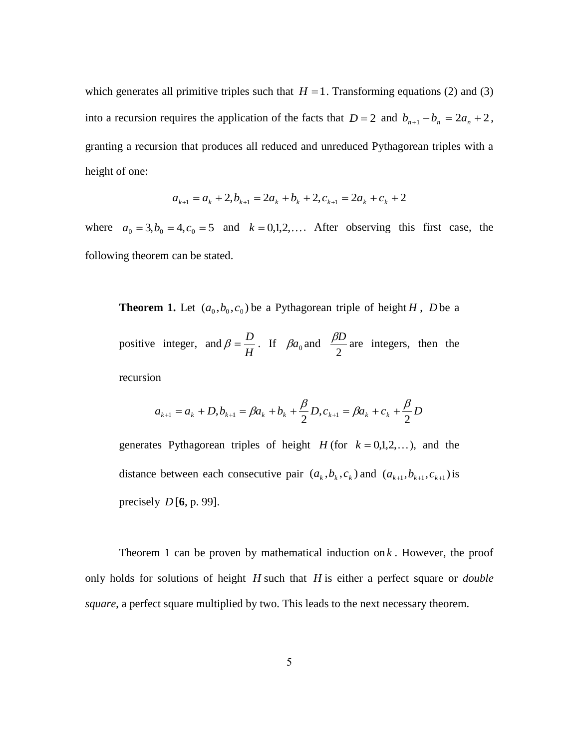which generates all primitive triples such that $H = 1$. Transforming equations (2) and (3) into a recursion requires the application of the facts that $D = 2$ and $b_{n+1} - b_n = 2a_n + 2$, granting a recursion that produces all reduced and unreduced Pythagorean triples with a height of one:

$$a_{k+1} = a_k + 2, b_{k+1} = 2a_k + b_k + 2, c_{k+1} = 2a_k + c_k + 2$$

where $a_0 = 3, b_0 = 4, c_0 = 5$ and $k = 0,1,2,\ldots$. After observing this first case, the following theorem can be stated.

> **Theorem 1.** Let $(a_0, b_0, c_0)$ be a Pythagorean triple of height $H$, $D$ be a positive integer, and $\beta = \frac{D}{H}$. If $\beta a_0$ and $\frac{\beta D}{2}$ are integers, then the recursion
>
> $$a_{k+1} = a_k + D, b_{k+1} = \beta a_k + b_k + \frac{\beta}{2} D, c_{k+1} = \beta a_k + c_k + \frac{\beta}{2} D$$
>
> generates Pythagorean triples of height $H$ (for $k = 0,1,2,\ldots$), and the distance between each consecutive pair $(a_k, b_k, c_k)$ and $(a_{k+1}, b_{k+1}, c_{k+1})$ is precisely $D$ [**6**, p. 99].

Theorem 1 can be proven by mathematical induction on $k$. However, the proof only holds for solutions of height $H$ such that $H$ is either a perfect square or *double square*, a perfect square multiplied by two. This leads to the next necessary theorem.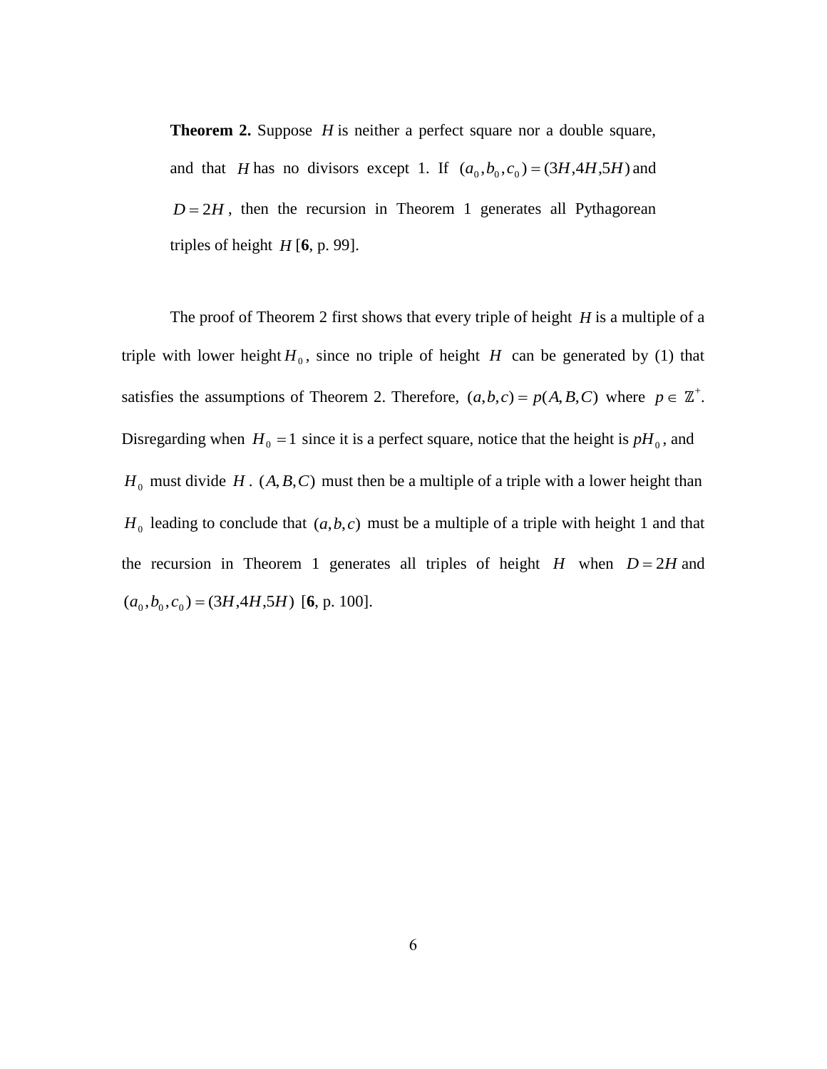**Theorem 2.** Suppose $H$ is neither a perfect square nor a double square, and that $H$ has no divisors except 1. If $(a_0, b_0, c_0) = (3H, 4H, 5H)$ and $D = 2H$, then the recursion in Theorem 1 generates all Pythagorean triples of height $H$ [**6**, p. 99].

The proof of Theorem 2 first shows that every triple of height $H$ is a multiple of a triple with lower height $H_0$, since no triple of height $H$ can be generated by (1) that satisfies the assumptions of Theorem 2. Therefore, $(a,b,c) = p(A,B,C)$ where $p \in \mathbb{Z}^+$. Disregarding when $H_0 = 1$ since it is a perfect square, notice that the height is $pH_0$, and $H_0$ must divide $H$. $(A,B,C)$ must then be a multiple of a triple with a lower height than $H_0$ leading to conclude that $(a,b,c)$ must be a multiple of a triple with height 1 and that the recursion in Theorem 1 generates all triples of height $H$ when $D = 2H$ and $(a_0, b_0, c_0) = (3H, 4H, 5H)$ [**6**, p. 100].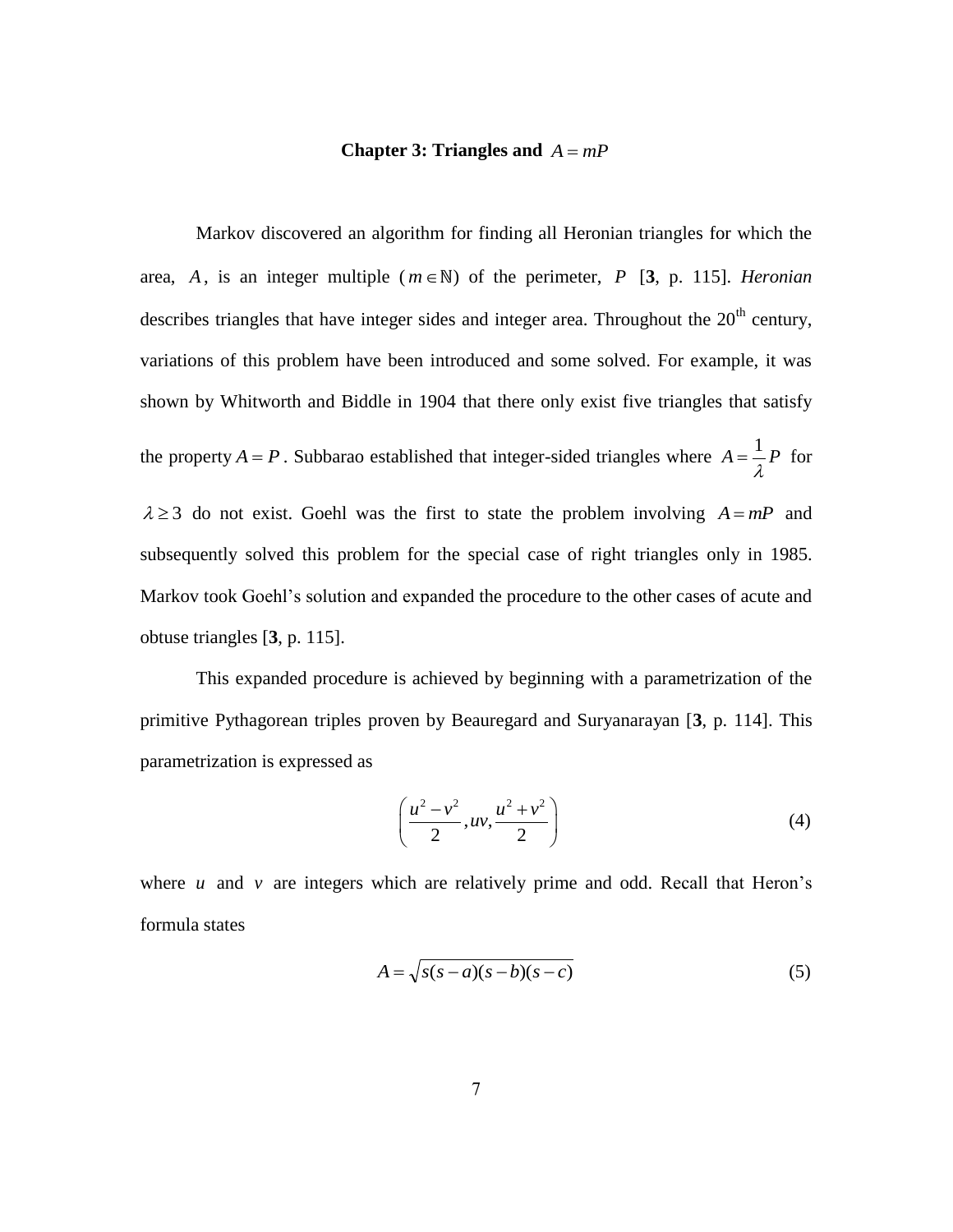## Chapter 3: Triangles and $A = mP$

Markov discovered an algorithm for finding all Heronian triangles for which the area, $A$, is an integer multiple ($m \in \mathbb{N}$) of the perimeter, $P$ [**3**, p. 115]. *Heronian* describes triangles that have integer sides and integer area. Throughout the 20th century, variations of this problem have been introduced and some solved. For example, it was shown by Whitworth and Biddle in 1904 that there only exist five triangles that satisfy the property $A = P$. Subbarao established that integer-sided triangles where $A = \frac{1}{\lambda} P$ for $\lambda \geq 3$ do not exist. Goehl was the first to state the problem involving $A = mP$ and subsequently solved this problem for the special case of right triangles only in 1985. Markov took Goehl's solution and expanded the procedure to the other cases of acute and obtuse triangles [**3**, p. 115].

This expanded procedure is achieved by beginning with a parametrization of the primitive Pythagorean triples proven by Beauregard and Suryanarayan [**3**, p. 114]. This parametrization is expressed as

$$\left( \frac{u^2 - v^2}{2}, uv, \frac{u^2 + v^2}{2} \right) \tag{4}$$

where $u$ and $v$ are integers which are relatively prime and odd. Recall that Heron's formula states

$$A = \sqrt{s(s-a)(s-b)(s-c)} \tag{5}$$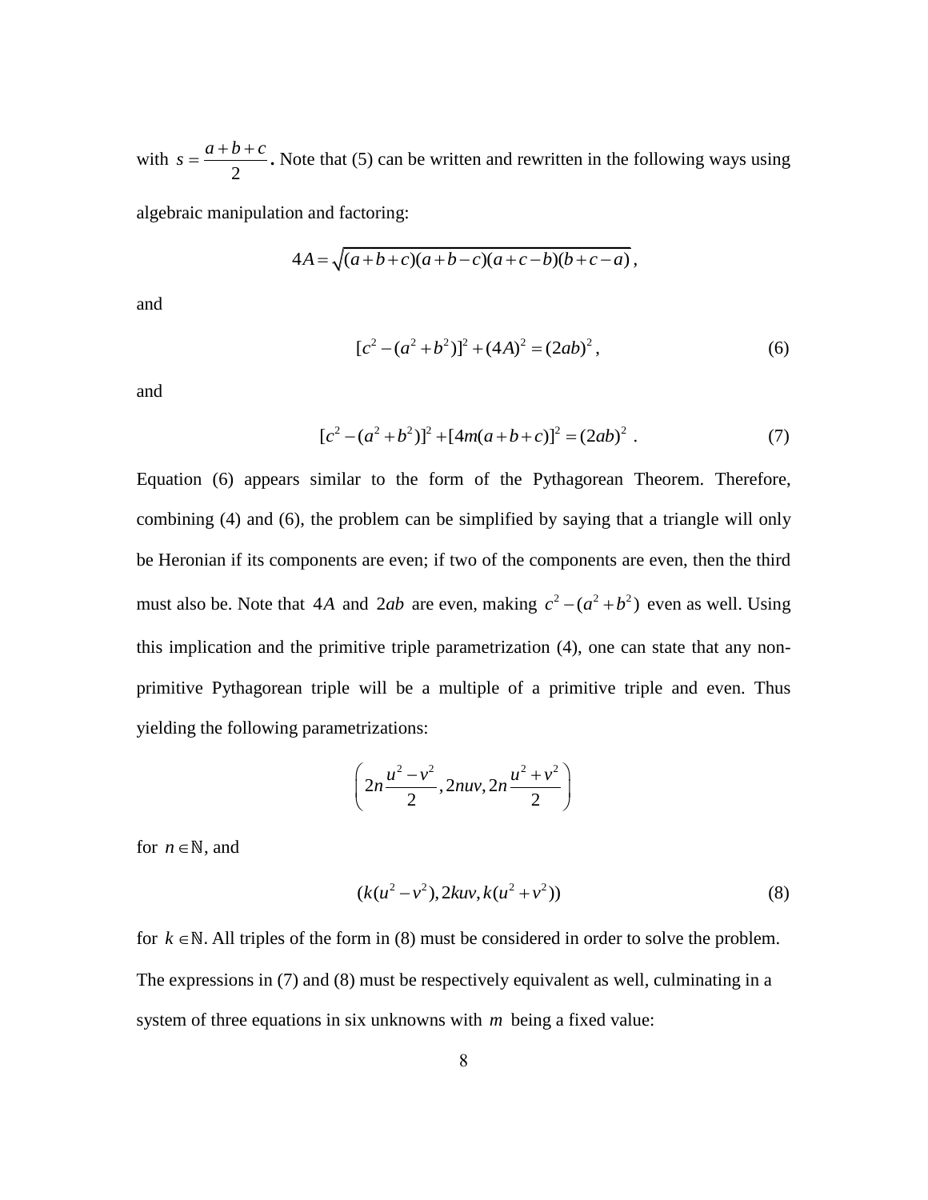with $s = \dfrac{a+b+c}{2}$**.** Note that (5) can be written and rewritten in the following ways using algebraic manipulation and factoring:

$$4A = \sqrt{(a+b+c)(a+b-c)(a+c-b)(b+c-a)},$$

and

$$[c^2 - (a^2 + b^2)]^2 + (4A)^2 = (2ab)^2, \tag{6}$$

and

$$[c^2 - (a^2 + b^2)]^2 + [4m(a+b+c)]^2 = (2ab)^2 \ . \tag{7}$$

Equation (6) appears similar to the form of the Pythagorean Theorem. Therefore, combining (4) and (6), the problem can be simplified by saying that a triangle will only be Heronian if its components are even; if two of the components are even, then the third must also be. Note that $4A$ and $2ab$ are even, making $c^2 - (a^2 + b^2)$ even as well. Using this implication and the primitive triple parametrization (4), one can state that any non-primitive Pythagorean triple will be a multiple of a primitive triple and even. Thus yielding the following parametrizations:

$$\left( 2n\frac{u^2 - v^2}{2}, 2nuv, 2n\frac{u^2 + v^2}{2} \right)$$

for $n \in \mathbb{N}$, and

$$(k(u^2 - v^2), 2kuv, k(u^2 + v^2)) \tag{8}$$

for $k \in \mathbb{N}$. All triples of the form in (8) must be considered in order to solve the problem. The expressions in (7) and (8) must be respectively equivalent as well, culminating in a system of three equations in six unknowns with $m$ being a fixed value: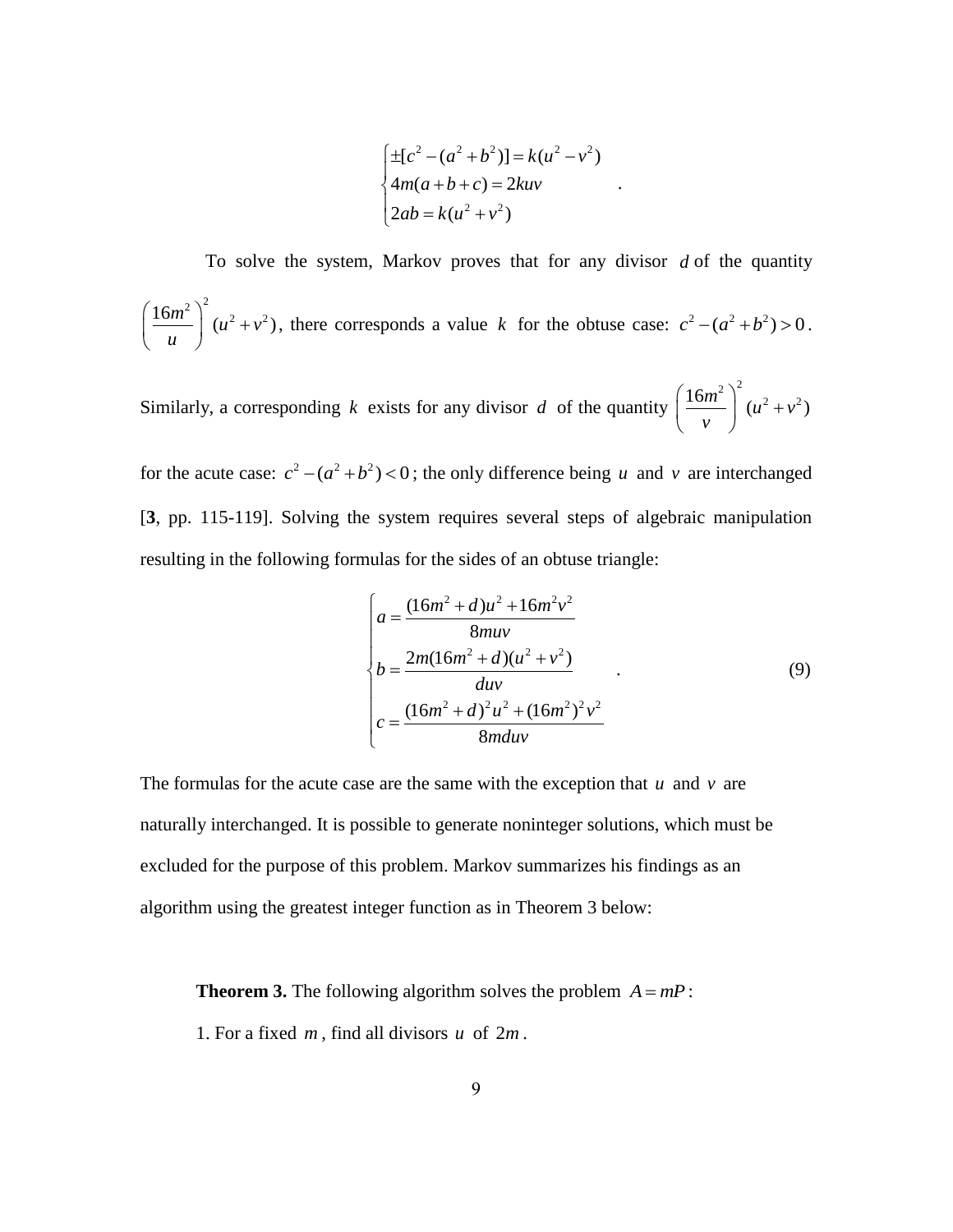$$\begin{cases} \pm[c^2-(a^2+b^2)] = k(u^2-v^2) \\ 4m(a+b+c) = 2kuv \\ 2ab = k(u^2+v^2) \end{cases}.$$

To solve the system, Markov proves that for any divisor $d$ of the quantity $\left(\frac{16m^2}{u}\right)^2(u^2+v^2)$, there corresponds a value $k$ for the obtuse case: $c^2-(a^2+b^2)>0$. Similarly, a corresponding $k$ exists for any divisor $d$ of the quantity $\left(\frac{16m^2}{v}\right)^2(u^2+v^2)$ for the acute case: $c^2-(a^2+b^2)<0$; the only difference being $u$ and $v$ are interchanged [**3**, pp. 115-119]. Solving the system requires several steps of algebraic manipulation resulting in the following formulas for the sides of an obtuse triangle:

$$\begin{cases} a = \dfrac{(16m^2+d)u^2+16m^2v^2}{8muv} \\ b = \dfrac{2m(16m^2+d)(u^2+v^2)}{duv} \\ c = \dfrac{(16m^2+d)^2u^2+(16m^2)^2v^2}{8mduv} \end{cases}. \tag{9}$$

The formulas for the acute case are the same with the exception that $u$ and $v$ are naturally interchanged. It is possible to generate noninteger solutions, which must be excluded for the purpose of this problem. Markov summarizes his findings as an algorithm using the greatest integer function as in Theorem 3 below:

**Theorem 3.** The following algorithm solves the problem $A = mP$:

1. For a fixed $m$, find all divisors $u$ of $2m$.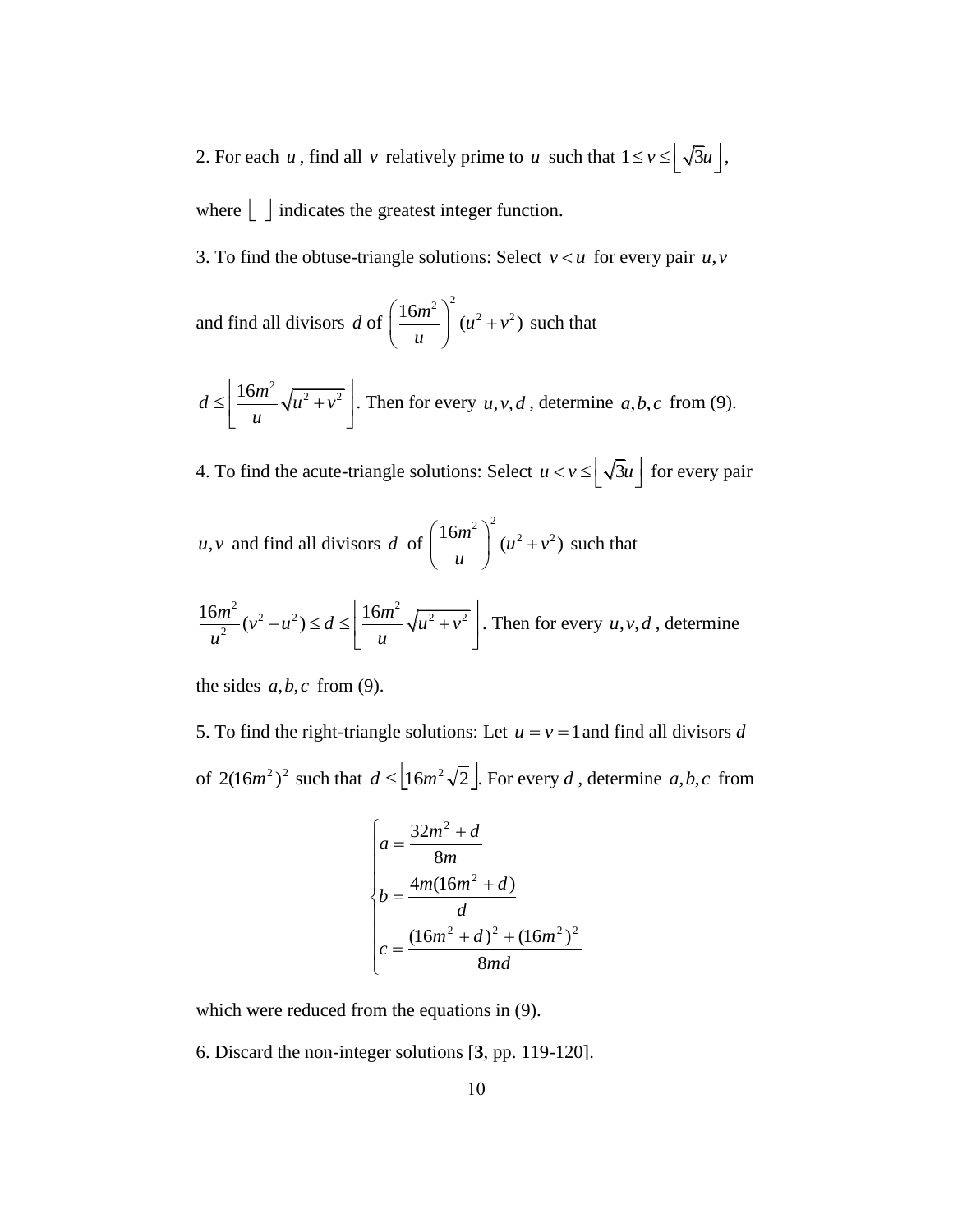2. For each $u$, find all $v$ relatively prime to $u$ such that $1 \le v \le \left\lfloor \sqrt{3}u \right\rfloor$, where $\lfloor \ \rfloor$ indicates the greatest integer function.

3. To find the obtuse-triangle solutions: Select $v < u$ for every pair $u, v$ and find all divisors $d$ of $\left( \dfrac{16m^2}{u} \right)^2 (u^2 + v^2)$ such that $d \le \left\lfloor \dfrac{16m^2}{u} \sqrt{u^2 + v^2} \right\rfloor$. Then for every $u, v, d$, determine $a, b, c$ from (9).

4. To find the acute-triangle solutions: Select $u < v \le \left\lfloor \sqrt{3}u \right\rfloor$ for every pair $u, v$ and find all divisors $d$ of $\left( \dfrac{16m^2}{u} \right)^2 (u^2 + v^2)$ such that $\dfrac{16m^2}{u^2}(v^2 - u^2) \le d \le \left\lfloor \dfrac{16m^2}{u} \sqrt{u^2 + v^2} \right\rfloor$. Then for every $u, v, d$, determine the sides $a, b, c$ from (9).

5. To find the right-triangle solutions: Let $u = v = 1$ and find all divisors $d$ of $2(16m^2)^2$ such that $d \le \left\lfloor 16m^2 \sqrt{2} \right\rfloor$. For every $d$, determine $a, b, c$ from

$$
\begin{cases}
a = \dfrac{32m^2 + d}{8m} \\[2ex]
b = \dfrac{4m(16m^2 + d)}{d} \\[2ex]
c = \dfrac{(16m^2 + d)^2 + (16m^2)^2}{8md}
\end{cases}
$$

which were reduced from the equations in (9).

6. Discard the non-integer solutions [**3**, pp. 119-120].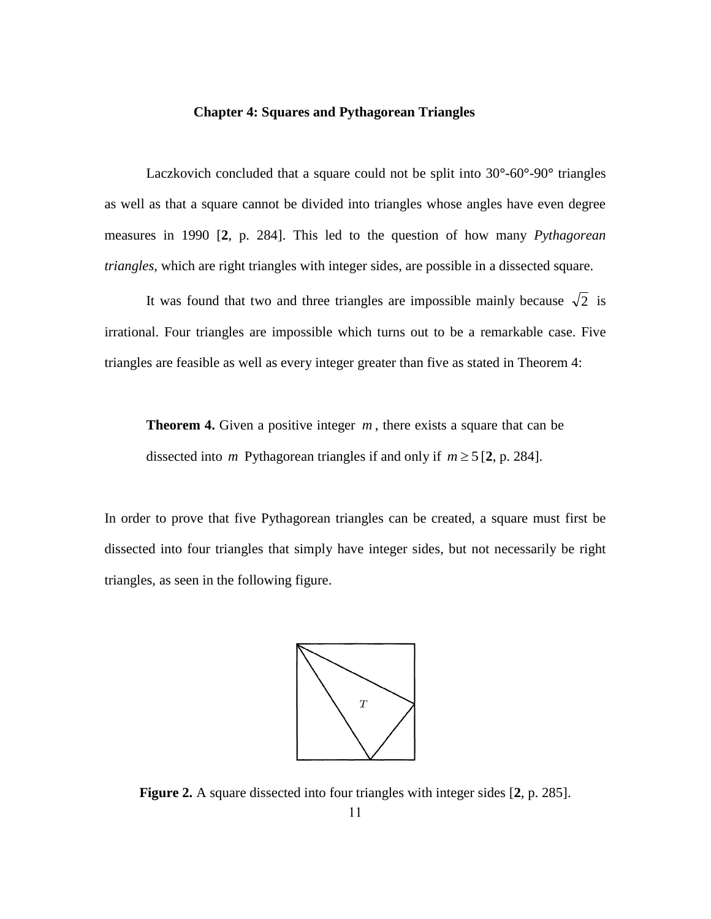## Chapter 4: Squares and Pythagorean Triangles

Laczkovich concluded that a square could not be split into 30°-60°-90° triangles as well as that a square cannot be divided into triangles whose angles have even degree measures in 1990 [**2**, p. 284]. This led to the question of how many *Pythagorean triangles*, which are right triangles with integer sides, are possible in a dissected square.

It was found that two and three triangles are impossible mainly because $\sqrt{2}$ is irrational. Four triangles are impossible which turns out to be a remarkable case. Five triangles are feasible as well as every integer greater than five as stated in Theorem 4:

> **Theorem 4.** Given a positive integer $m$, there exists a square that can be dissected into $m$ Pythagorean triangles if and only if $m \geq 5$ [**2**, p. 284].

In order to prove that five Pythagorean triangles can be created, a square must first be dissected into four triangles that simply have integer sides, but not necessarily be right triangles, as seen in the following figure.

$T$

**Figure 2.** A square dissected into four triangles with integer sides [**2**, p. 285].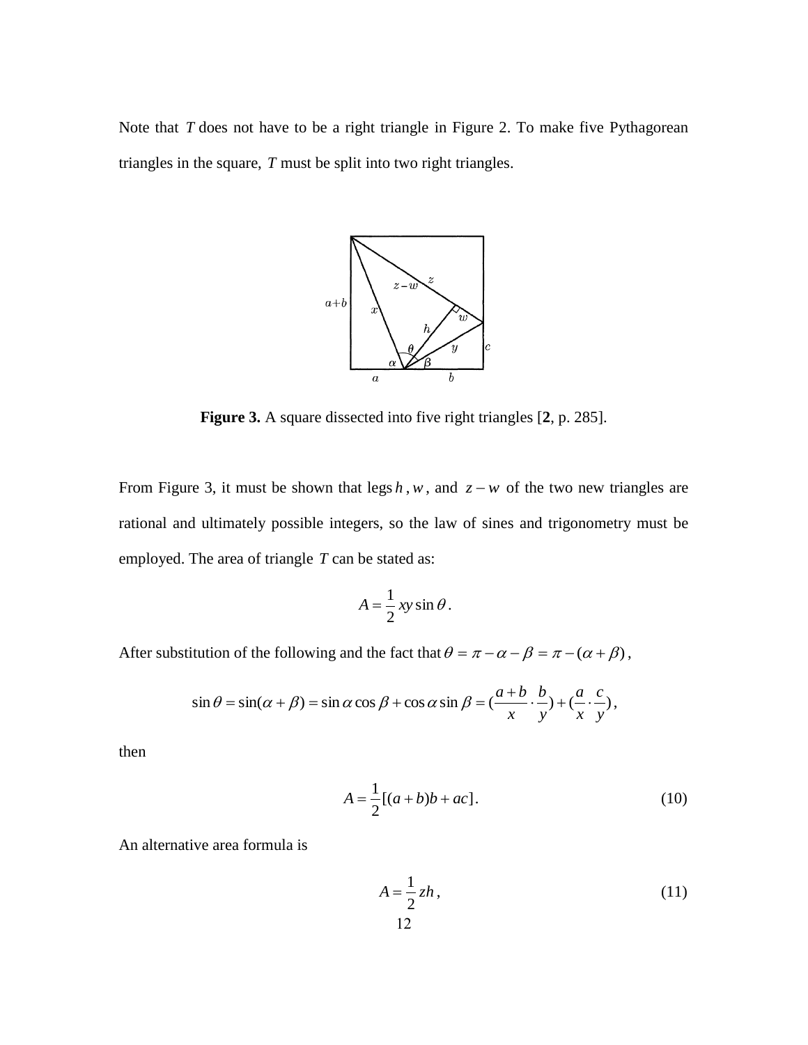Note that $T$ does not have to be a right triangle in Figure 2. To make five Pythagorean triangles in the square, $T$ must be split into two right triangles.

a+b

z−w

z

x

w

h

θ

y

c

α

β

a

b

**Figure 3.** A square dissected into five right triangles [**2**, p. 285].

From Figure 3, it must be shown that legs $h$, $w$, and $z-w$ of the two new triangles are rational and ultimately possible integers, so the law of sines and trigonometry must be employed. The area of triangle $T$ can be stated as:

$$A = \frac{1}{2}xy\sin\theta .$$

After substitution of the following and the fact that $\theta = \pi - \alpha - \beta = \pi - (\alpha + \beta)$,

$$\sin\theta = \sin(\alpha+\beta) = \sin\alpha\cos\beta + \cos\alpha\sin\beta = (\frac{a+b}{x}\cdot\frac{b}{y}) + (\frac{a}{x}\cdot\frac{c}{y}),$$

then

$$A = \frac{1}{2}[(a+b)b + ac]. \tag{10}$$

An alternative area formula is

$$A = \frac{1}{2}zh, \tag{11}$$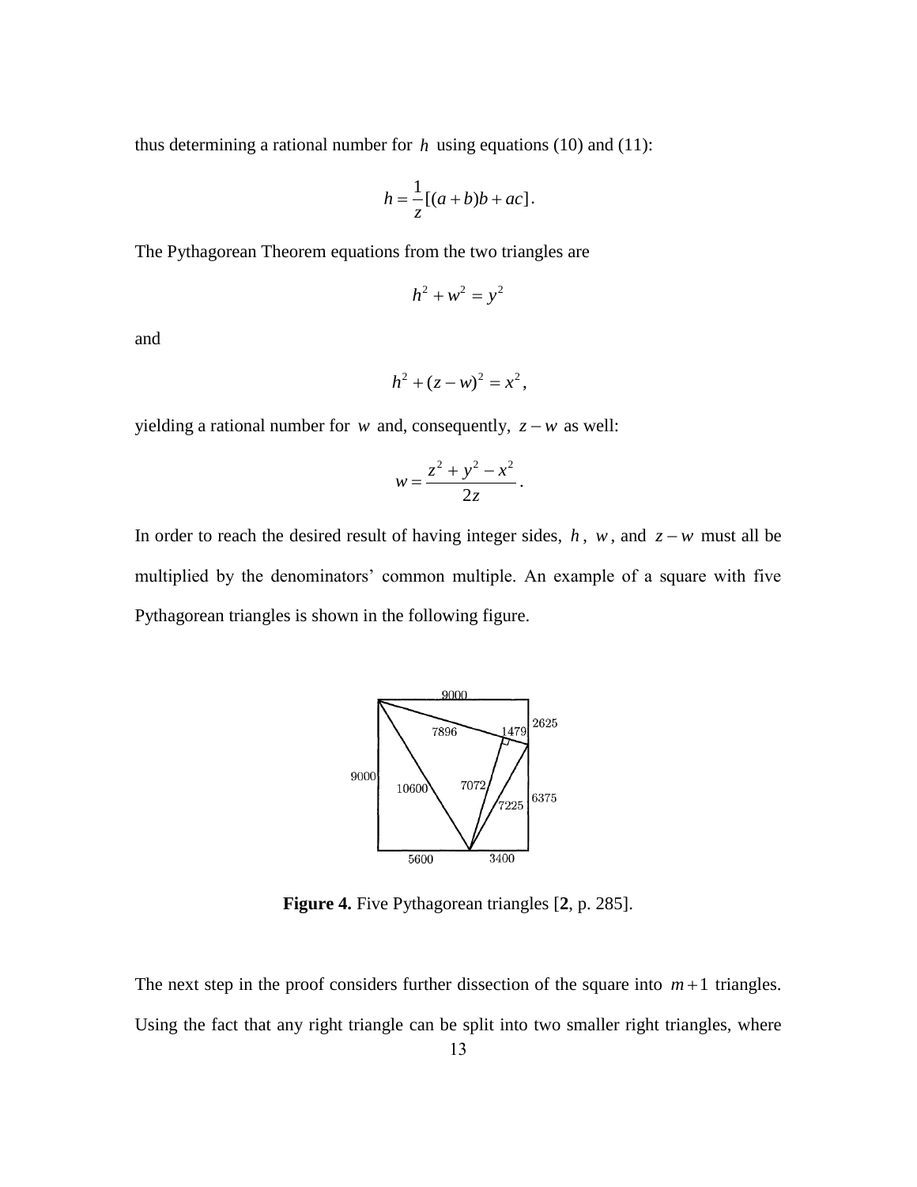thus determining a rational number for $h$ using equations (10) and (11):

$$h = \frac{1}{z}[(a+b)b + ac].$$

The Pythagorean Theorem equations from the two triangles are

$$h^2 + w^2 = y^2$$

and

$$h^2 + (z-w)^2 = x^2,$$

yielding a rational number for $w$ and, consequently, $z - w$ as well:

$$w = \frac{z^2 + y^2 - x^2}{2z}.$$

In order to reach the desired result of having integer sides, $h$, $w$, and $z - w$ must all be multiplied by the denominators' common multiple. An example of a square with five Pythagorean triangles is shown in the following figure.

9000
7896
1479
2625
9000
10600
7072
7225
6375
5600
3400

**Figure 4.** Five Pythagorean triangles [**2**, p. 285].

The next step in the proof considers further dissection of the square into $m+1$ triangles. Using the fact that any right triangle can be split into two smaller right triangles, where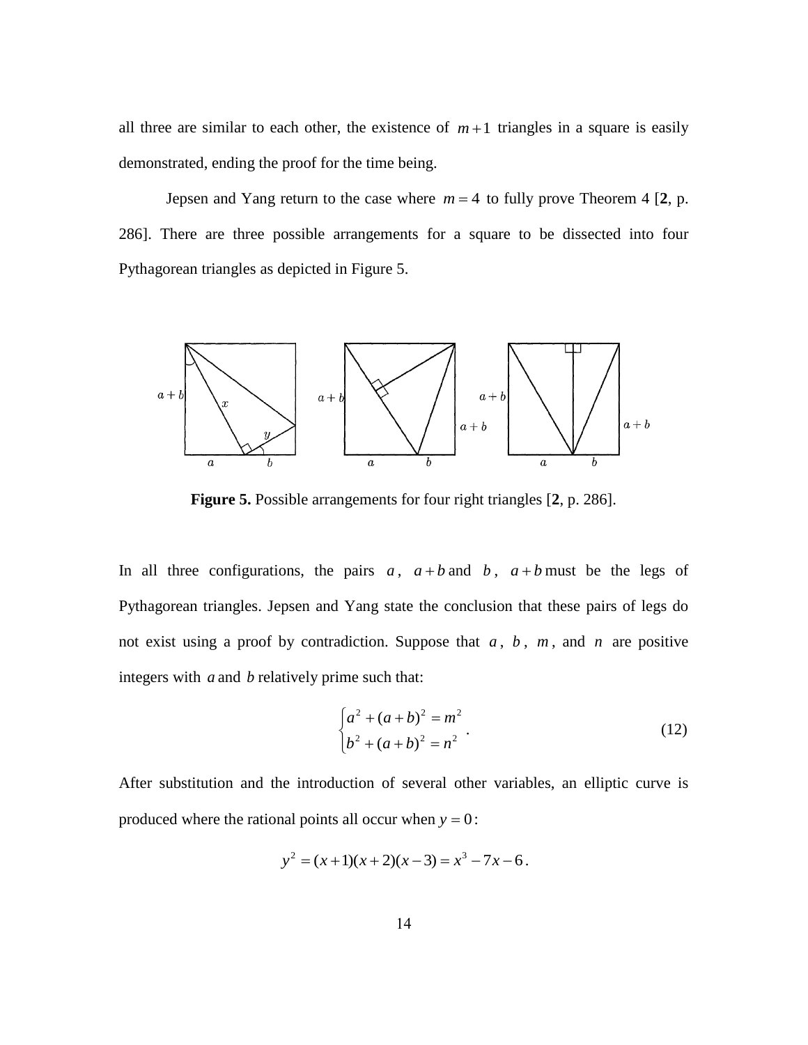all three are similar to each other, the existence of $m+1$ triangles in a square is easily demonstrated, ending the proof for the time being.

Jepsen and Yang return to the case where $m = 4$ to fully prove Theorem 4 [**2**, p. 286]. There are three possible arrangements for a square to be dissected into four Pythagorean triangles as depicted in Figure 5.

$a+b$
$x$
$y$
$a$
$b$
$a+b$
$a+b$
$a$
$b$
$a+b$
$a+b$
$a$
$b$

**Figure 5.** Possible arrangements for four right triangles [**2**, p. 286].

In all three configurations, the pairs $a$, $a+b$ and $b$, $a+b$ must be the legs of Pythagorean triangles. Jepsen and Yang state the conclusion that these pairs of legs do not exist using a proof by contradiction. Suppose that $a$, $b$, $m$, and $n$ are positive integers with $a$ and $b$ relatively prime such that:

$$\begin{cases} a^2 + (a+b)^2 = m^2 \\ b^2 + (a+b)^2 = n^2 \end{cases}. \tag{12}$$

After substitution and the introduction of several other variables, an elliptic curve is produced where the rational points all occur when $y = 0$:

$$y^2 = (x+1)(x+2)(x-3) = x^3 - 7x - 6.$$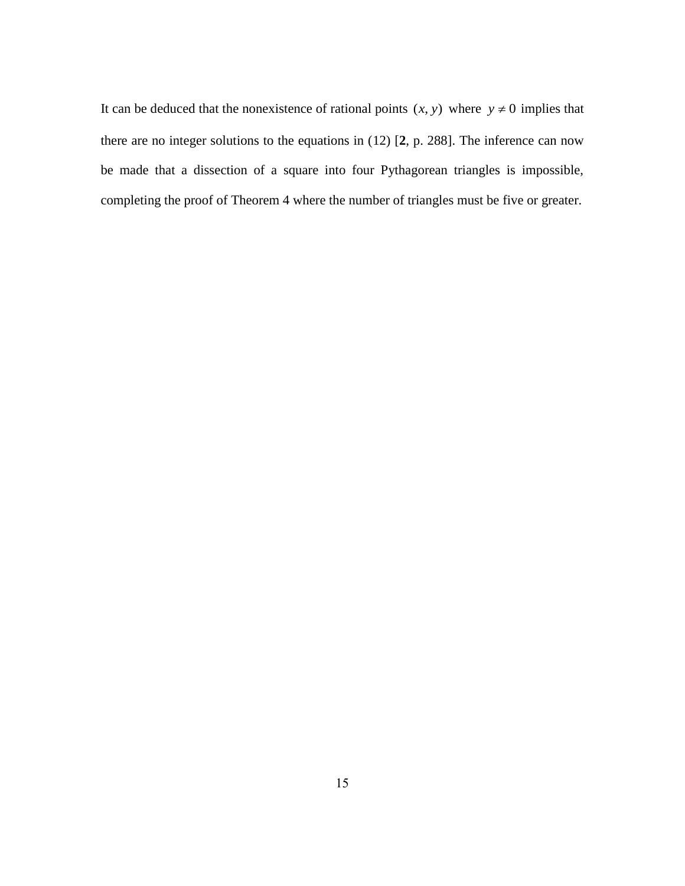It can be deduced that the nonexistence of rational points $(x, y)$ where $y \neq 0$ implies that there are no integer solutions to the equations in (12) [**2**, p. 288]. The inference can now be made that a dissection of a square into four Pythagorean triangles is impossible, completing the proof of Theorem 4 where the number of triangles must be five or greater.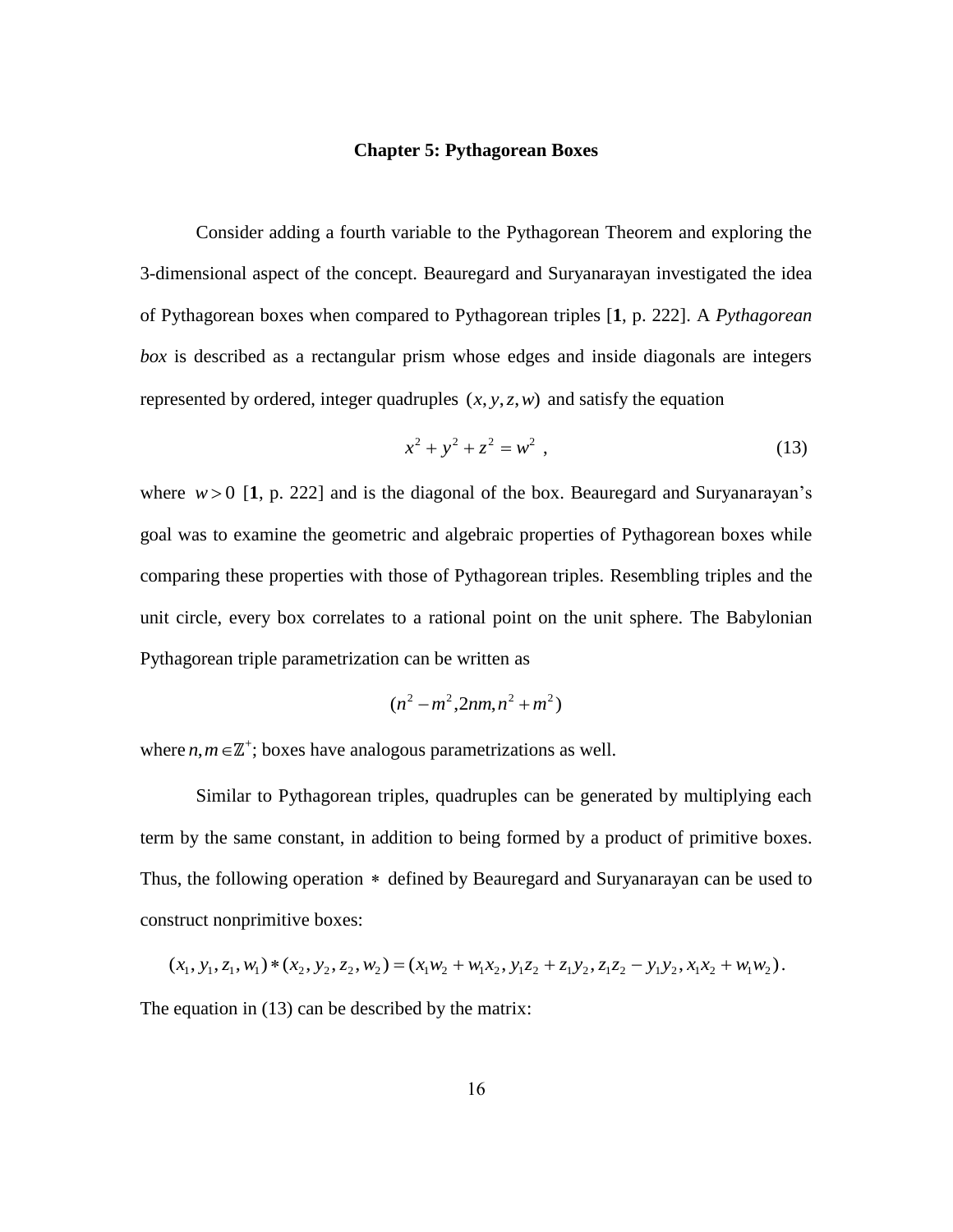# Chapter 5: Pythagorean Boxes

Consider adding a fourth variable to the Pythagorean Theorem and exploring the 3-dimensional aspect of the concept. Beauregard and Suryanarayan investigated the idea of Pythagorean boxes when compared to Pythagorean triples [**1**, p. 222]. A *Pythagorean box* is described as a rectangular prism whose edges and inside diagonals are integers represented by ordered, integer quadruples $(x, y, z, w)$ and satisfy the equation

$$x^2 + y^2 + z^2 = w^2 \ , \tag{13}$$

where $w > 0$ [**1**, p. 222] and is the diagonal of the box. Beauregard and Suryanarayan's goal was to examine the geometric and algebraic properties of Pythagorean boxes while comparing these properties with those of Pythagorean triples. Resembling triples and the unit circle, every box correlates to a rational point on the unit sphere. The Babylonian Pythagorean triple parametrization can be written as

$$(n^2 - m^2, 2nm, n^2 + m^2)$$

where $n, m \in \mathbb{Z}^+$; boxes have analogous parametrizations as well.

Similar to Pythagorean triples, quadruples can be generated by multiplying each term by the same constant, in addition to being formed by a product of primitive boxes. Thus, the following operation $*$ defined by Beauregard and Suryanarayan can be used to construct nonprimitive boxes:

$$(x_1, y_1, z_1, w_1) * (x_2, y_2, z_2, w_2) = (x_1 w_2 + w_1 x_2, y_1 z_2 + z_1 y_2, z_1 z_2 - y_1 y_2, x_1 x_2 + w_1 w_2).$$

The equation in (13) can be described by the matrix: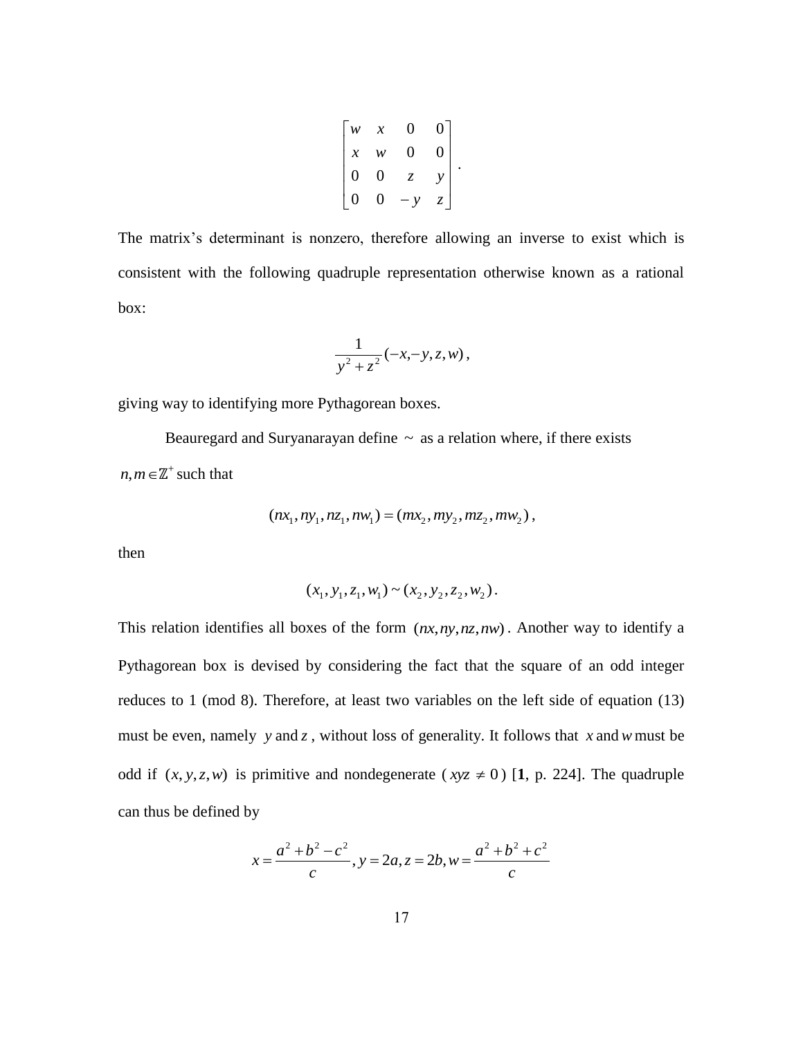$$\begin{bmatrix} w & x & 0 & 0 \\ x & w & 0 & 0 \\ 0 & 0 & z & y \\ 0 & 0 & -y & z \end{bmatrix}.$$

The matrix's determinant is nonzero, therefore allowing an inverse to exist which is consistent with the following quadruple representation otherwise known as a rational box:

$$\frac{1}{y^2 + z^2}(-x, -y, z, w),$$

giving way to identifying more Pythagorean boxes.

Beauregard and Suryanarayan define $\sim$ as a relation where, if there exists $n, m \in \mathbb{Z}^+$ such that

$$(nx_1, ny_1, nz_1, nw_1) = (mx_2, my_2, mz_2, mw_2),$$

then

$$(x_1, y_1, z_1, w_1) \sim (x_2, y_2, z_2, w_2).$$

This relation identifies all boxes of the form $(nx, ny, nz, nw)$. Another way to identify a Pythagorean box is devised by considering the fact that the square of an odd integer reduces to 1 (mod 8). Therefore, at least two variables on the left side of equation (13) must be even, namely $y$ and $z$, without loss of generality. It follows that $x$ and $w$ must be odd if $(x, y, z, w)$ is primitive and nondegenerate ($xyz \neq 0$) [**1**, p. 224]. The quadruple can thus be defined by

$$x = \frac{a^2 + b^2 - c^2}{c}, y = 2a, z = 2b, w = \frac{a^2 + b^2 + c^2}{c}$$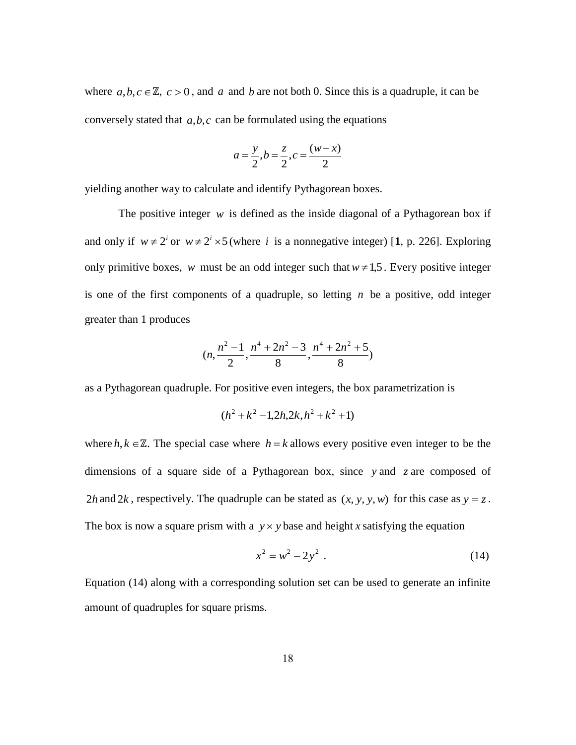where $a, b, c \in \mathbb{Z},\ c > 0$, and $a$ and $b$ are not both 0. Since this is a quadruple, it can be conversely stated that $a, b, c$ can be formulated using the equations

$$a = \frac{y}{2}, b = \frac{z}{2}, c = \frac{(w - x)}{2}$$

yielding another way to calculate and identify Pythagorean boxes.

The positive integer $w$ is defined as the inside diagonal of a Pythagorean box if and only if $w \neq 2^i$ or $w \neq 2^i \times 5$ (where $i$ is a nonnegative integer) [**1**, p. 226]. Exploring only primitive boxes, $w$ must be an odd integer such that $w \neq 1,5$. Every positive integer is one of the first components of a quadruple, so letting $n$ be a positive, odd integer greater than 1 produces

$$(n, \frac{n^2 - 1}{2}, \frac{n^4 + 2n^2 - 3}{8}, \frac{n^4 + 2n^2 + 5}{8})$$

as a Pythagorean quadruple. For positive even integers, the box parametrization is

$$(h^2 + k^2 - 1, 2h, 2k, h^2 + k^2 + 1)$$

where $h, k \in \mathbb{Z}$. The special case where $h = k$ allows every positive even integer to be the dimensions of a square side of a Pythagorean box, since $y$ and $z$ are composed of $2h$ and $2k$, respectively. The quadruple can be stated as $(x, y, y, w)$ for this case as $y = z$. The box is now a square prism with a $y \times y$ base and height $x$ satisfying the equation

$$x^2 = w^2 - 2y^2 \ . \tag{14}$$

Equation (14) along with a corresponding solution set can be used to generate an infinite amount of quadruples for square prisms.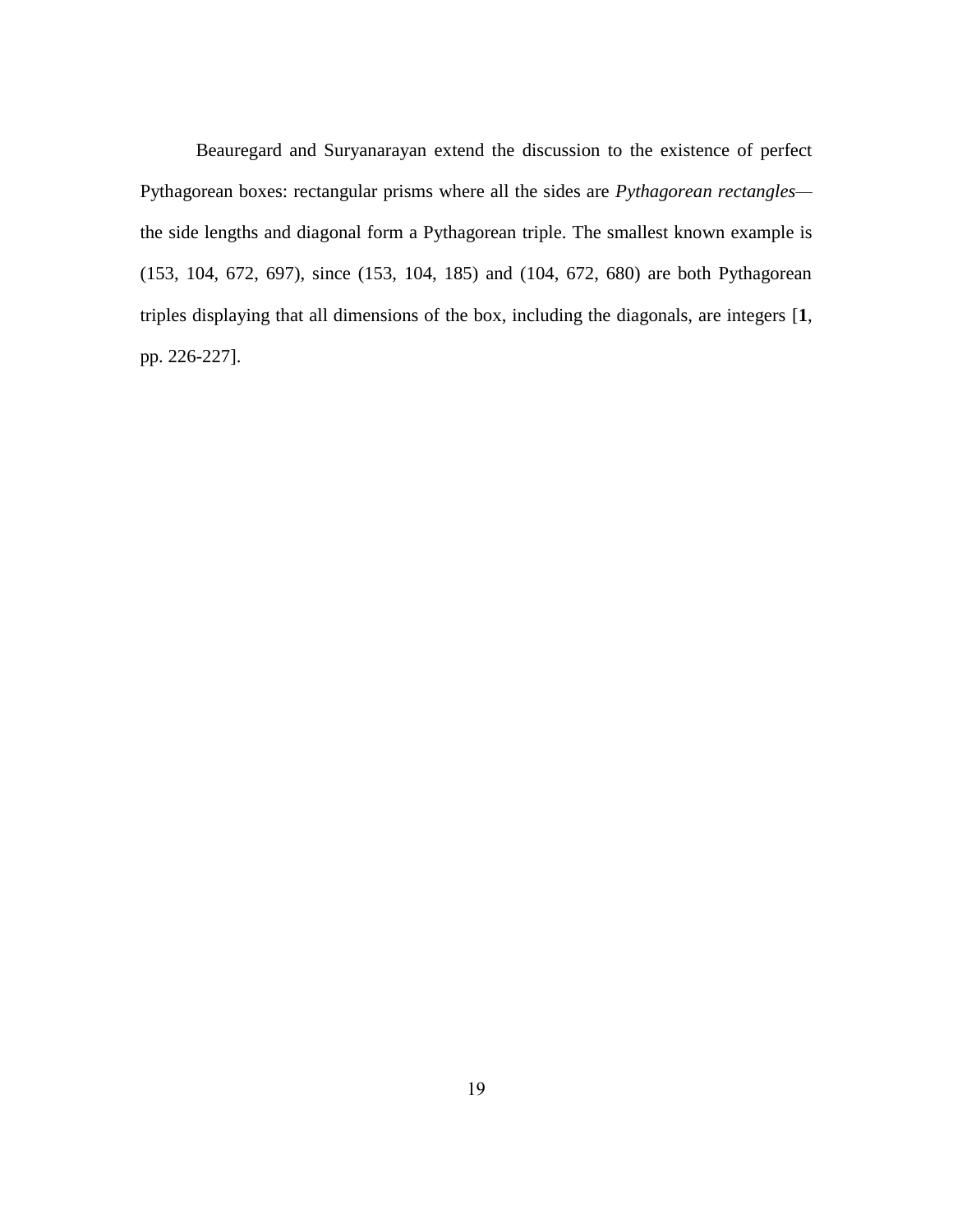Beauregard and Suryanarayan extend the discussion to the existence of perfect Pythagorean boxes: rectangular prisms where all the sides are *Pythagorean rectangles*—the side lengths and diagonal form a Pythagorean triple. The smallest known example is (153, 104, 672, 697), since (153, 104, 185) and (104, 672, 680) are both Pythagorean triples displaying that all dimensions of the box, including the diagonals, are integers [**1**, pp. 226-227].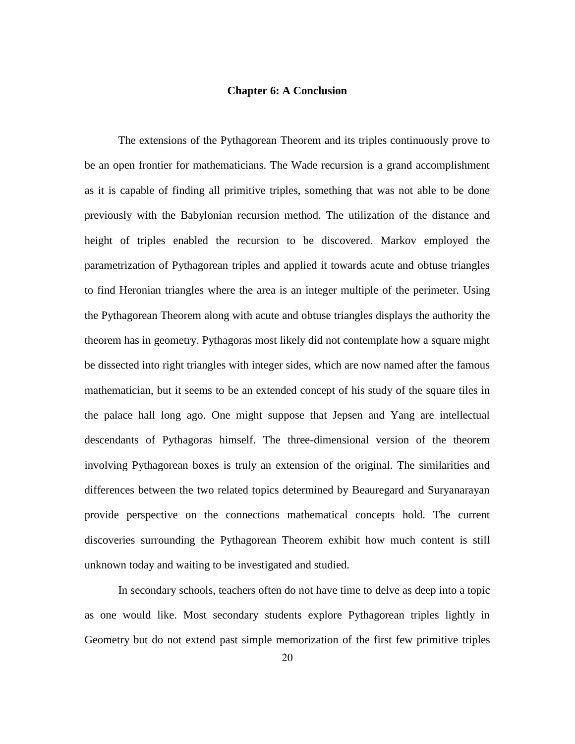## Chapter 6: A Conclusion

The extensions of the Pythagorean Theorem and its triples continuously prove to be an open frontier for mathematicians. The Wade recursion is a grand accomplishment as it is capable of finding all primitive triples, something that was not able to be done previously with the Babylonian recursion method. The utilization of the distance and height of triples enabled the recursion to be discovered. Markov employed the parametrization of Pythagorean triples and applied it towards acute and obtuse triangles to find Heronian triangles where the area is an integer multiple of the perimeter. Using the Pythagorean Theorem along with acute and obtuse triangles displays the authority the theorem has in geometry. Pythagoras most likely did not contemplate how a square might be dissected into right triangles with integer sides, which are now named after the famous mathematician, but it seems to be an extended concept of his study of the square tiles in the palace hall long ago. One might suppose that Jepsen and Yang are intellectual descendants of Pythagoras himself. The three-dimensional version of the theorem involving Pythagorean boxes is truly an extension of the original. The similarities and differences between the two related topics determined by Beauregard and Suryanarayan provide perspective on the connections mathematical concepts hold. The current discoveries surrounding the Pythagorean Theorem exhibit how much content is still unknown today and waiting to be investigated and studied.

In secondary schools, teachers often do not have time to delve as deep into a topic as one would like. Most secondary students explore Pythagorean triples lightly in Geometry but do not extend past simple memorization of the first few primitive triples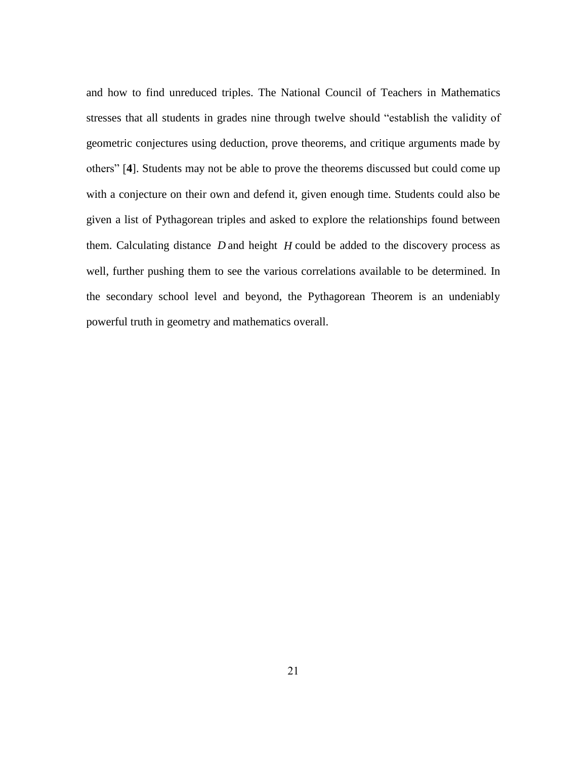and how to find unreduced triples. The National Council of Teachers in Mathematics stresses that all students in grades nine through twelve should "establish the validity of geometric conjectures using deduction, prove theorems, and critique arguments made by others" [**4**]. Students may not be able to prove the theorems discussed but could come up with a conjecture on their own and defend it, given enough time. Students could also be given a list of Pythagorean triples and asked to explore the relationships found between them. Calculating distance $D$ and height $H$ could be added to the discovery process as well, further pushing them to see the various correlations available to be determined. In the secondary school level and beyond, the Pythagorean Theorem is an undeniably powerful truth in geometry and mathematics overall.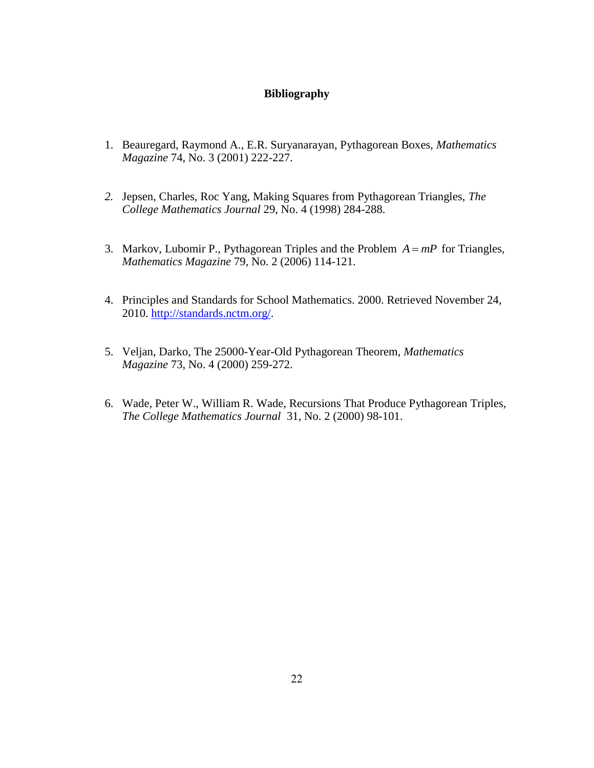**Bibliography**

1. Beauregard, Raymond A., E.R. Suryanarayan, Pythagorean Boxes, *Mathematics Magazine* 74, No. 3 (2001) 222-227.

2. Jepsen, Charles, Roc Yang, Making Squares from Pythagorean Triangles, *The College Mathematics Journal* 29, No. 4 (1998) 284-288.

3. Markov, Lubomir P., Pythagorean Triples and the Problem $A = mP$ for Triangles, *Mathematics Magazine* 79, No. 2 (2006) 114-121.

4. Principles and Standards for School Mathematics. 2000. Retrieved November 24, 2010. http://standards.nctm.org/.

5. Veljan, Darko, The 25000-Year-Old Pythagorean Theorem, *Mathematics Magazine* 73, No. 4 (2000) 259-272.

6. Wade, Peter W., William R. Wade, Recursions That Produce Pythagorean Triples, *The College Mathematics Journal* 31, No. 2 (2000) 98-101.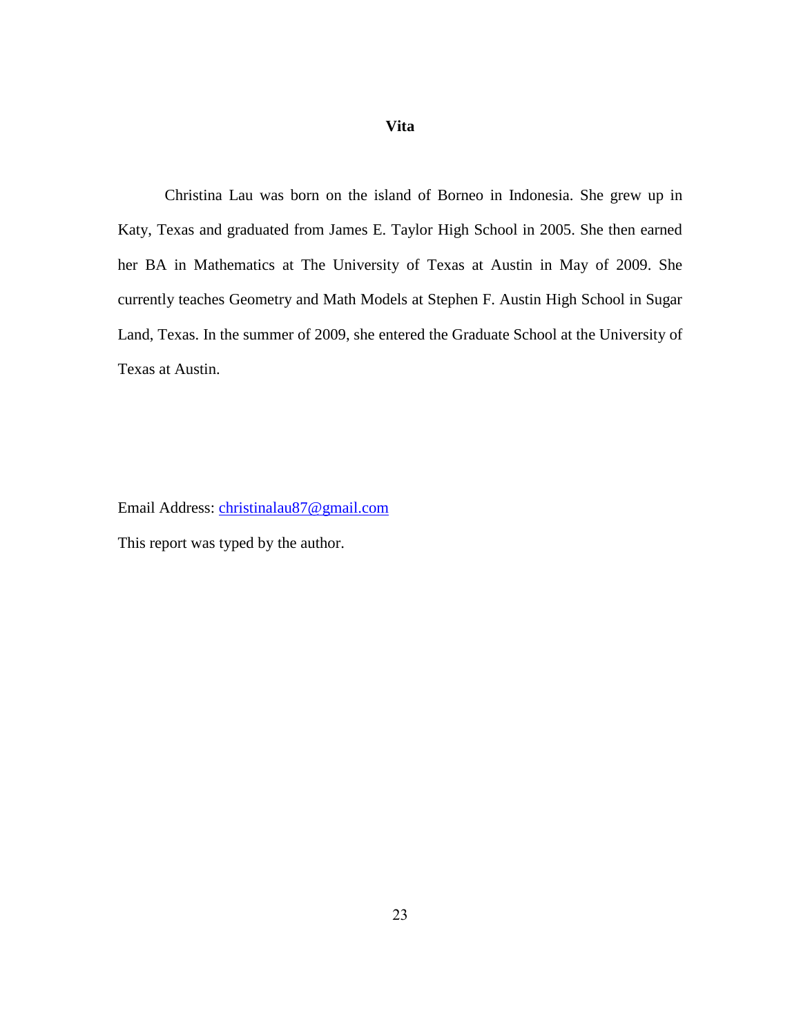# Vita

Christina Lau was born on the island of Borneo in Indonesia. She grew up in Katy, Texas and graduated from James E. Taylor High School in 2005. She then earned her BA in Mathematics at The University of Texas at Austin in May of 2009. She currently teaches Geometry and Math Models at Stephen F. Austin High School in Sugar Land, Texas. In the summer of 2009, she entered the Graduate School at the University of Texas at Austin.

Email Address: christinalau87@gmail.com

This report was typed by the author.